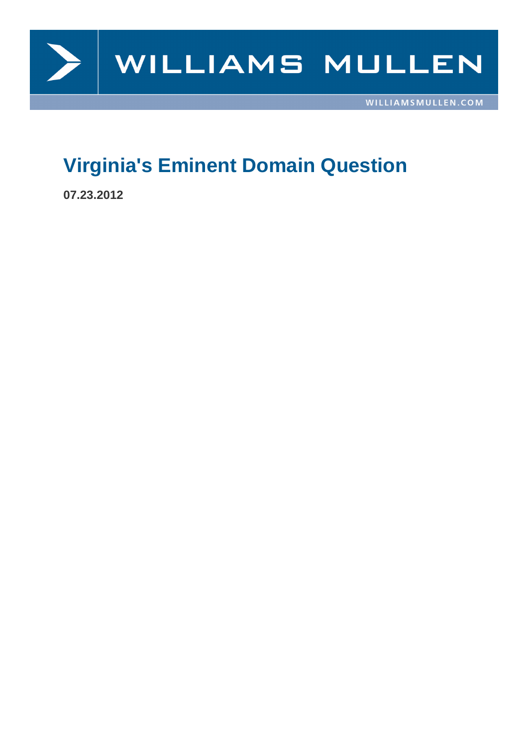# Virginia's Eminent Domain Question

**07.23.2012**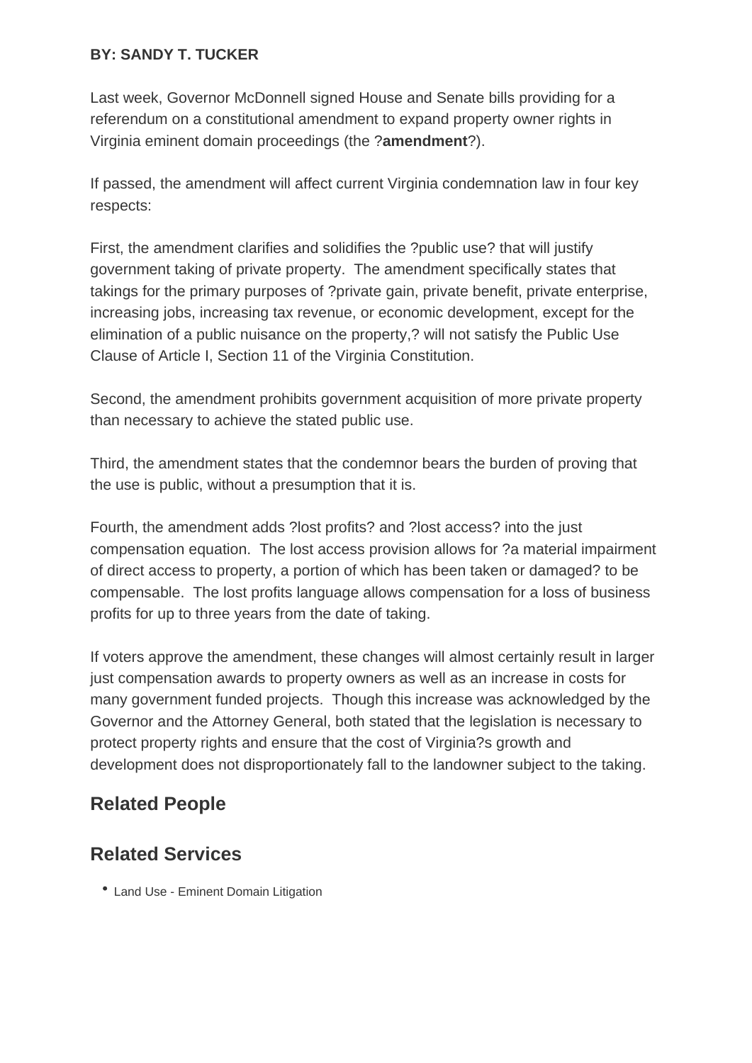**BY: SANDY T. TUCKER**

Last week, Governor McDonnell signed House and Senate bills providing for a referendum on a constitutional amendment to expand property owner rights in Virginia eminent domain proceedings (the ?**amendment**?).

If passed, the amendment will affect current Virginia condemnation law in four key respects:

First, the amendment clarifies and solidifies the ?public use? that will justify government taking of private property. The amendment specifically states that takings for the primary purposes of ?private gain, private benefit, private enterprise, increasing jobs, increasing tax revenue, or economic development, except for the elimination of a public nuisance on the property,? will not satisfy the Public Use Clause of Article I, Section 11 of the Virginia Constitution.

Second, the amendment prohibits government acquisition of more private property than necessary to achieve the stated public use.

Third, the amendment states that the condemnor bears the burden of proving that the use is public, without a presumption that it is.

Fourth, the amendment adds ?lost profits? and ?lost access? into the just compensation equation. The lost access provision allows for ?a material impairment of direct access to property, a portion of which has been taken or damaged? to be compensable. The lost profits language allows compensation for a loss of business profits for up to three years from the date of taking.

If voters approve the amendment, these changes will almost certainly result in larger just compensation awards to property owners as well as an increase in costs for many government funded projects. Though this increase was acknowledged by the Governor and the Attorney General, both stated that the legislation is necessary to protect property rights and ensure that the cost of Virginia?s growth and development does not disproportionately fall to the landowner subject to the taking.

## Related People

## Related Services

- Land Use - Eminent Domain Litigation